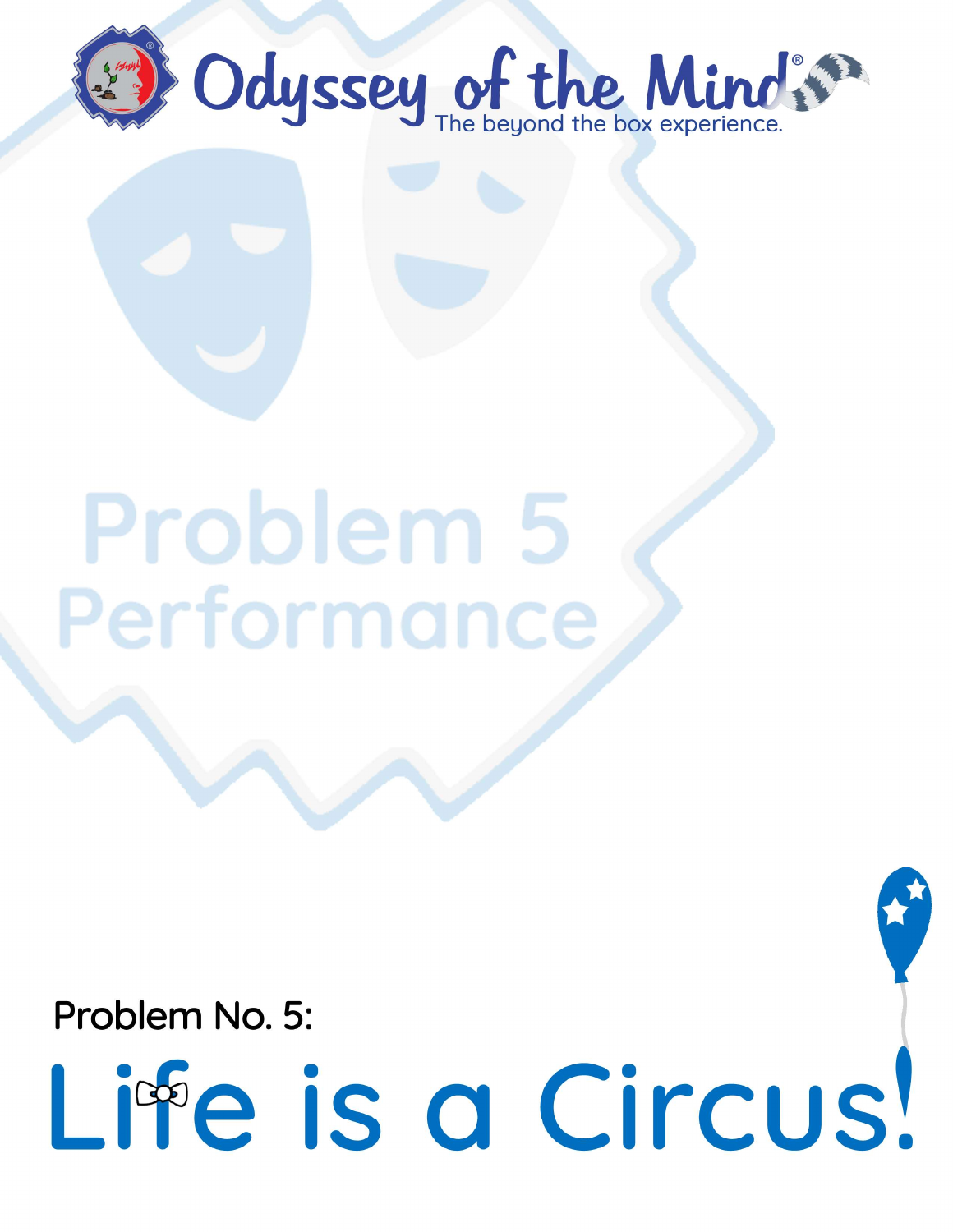Odyssey of the Mind®

The beyond the box experience.

Problem 5

Performance

Problem No. 5:

# Life is a Circus!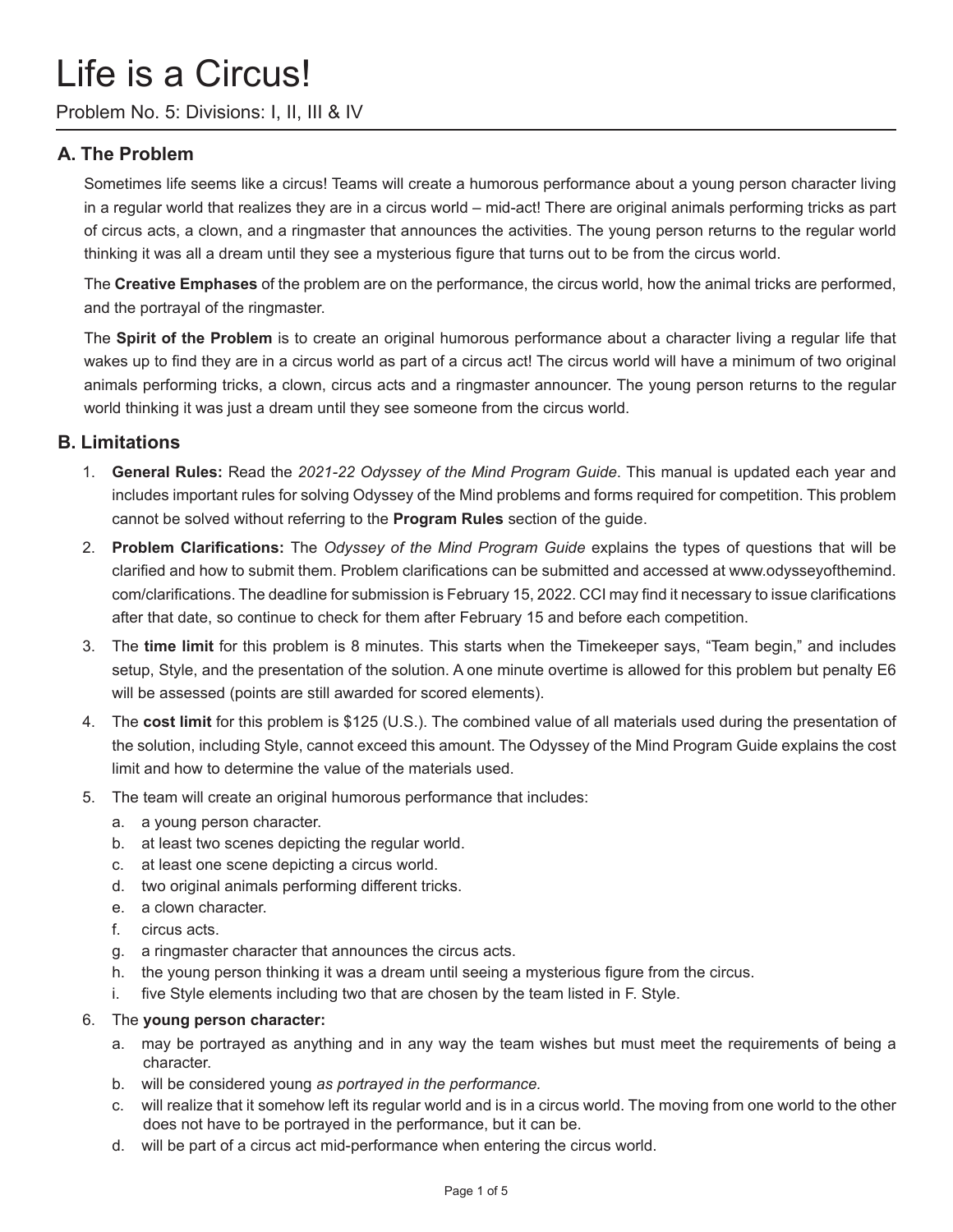# Life is a Circus!

Problem No. 5: Divisions: I, II, III & IV

## A. The Problem

Sometimes life seems like a circus! Teams will create a humorous performance about a young person character living in a regular world that realizes they are in a circus world – mid-act! There are original animals performing tricks as part of circus acts, a clown, and a ringmaster that announces the activities. The young person returns to the regular world thinking it was all a dream until they see a mysterious figure that turns out to be from the circus world.

The **Creative Emphases** of the problem are on the performance, the circus world, how the animal tricks are performed, and the portrayal of the ringmaster.

The **Spirit of the Problem** is to create an original humorous performance about a character living a regular life that wakes up to find they are in a circus world as part of a circus act! The circus world will have a minimum of two original animals performing tricks, a clown, circus acts and a ringmaster announcer. The young person returns to the regular world thinking it was just a dream until they see someone from the circus world.

## B. Limitations

1. **General Rules:** Read the *2021-22 Odyssey of the Mind Program Guide*. This manual is updated each year and includes important rules for solving Odyssey of the Mind problems and forms required for competition. This problem cannot be solved without referring to the **Program Rules** section of the guide.
2. **Problem Clarifications:** The *Odyssey of the Mind Program Guide* explains the types of questions that will be clarified and how to submit them. Problem clarifications can be submitted and accessed at www.odysseyofthemind.com/clarifications. The deadline for submission is February 15, 2022. CCI may find it necessary to issue clarifications after that date, so continue to check for them after February 15 and before each competition.
3. The **time limit** for this problem is 8 minutes. This starts when the Timekeeper says, "Team begin," and includes setup, Style, and the presentation of the solution. A one minute overtime is allowed for this problem but penalty E6 will be assessed (points are still awarded for scored elements).
4. The **cost limit** for this problem is $125 (U.S.). The combined value of all materials used during the presentation of the solution, including Style, cannot exceed this amount. The Odyssey of the Mind Program Guide explains the cost limit and how to determine the value of the materials used.
5. The team will create an original humorous performance that includes:
   a. a young person character.
   b. at least two scenes depicting the regular world.
   c. at least one scene depicting a circus world.
   d. two original animals performing different tricks.
   e. a clown character.
   f. circus acts.
   g. a ringmaster character that announces the circus acts.
   h. the young person thinking it was a dream until seeing a mysterious figure from the circus.
   i. five Style elements including two that are chosen by the team listed in F. Style.
6. The **young person character:**
   a. may be portrayed as anything and in any way the team wishes but must meet the requirements of being a character.
   b. will be considered young *as portrayed in the performance.*
   c. will realize that it somehow left its regular world and is in a circus world. The moving from one world to the other does not have to be portrayed in the performance, but it can be.
   d. will be part of a circus act mid-performance when entering the circus world.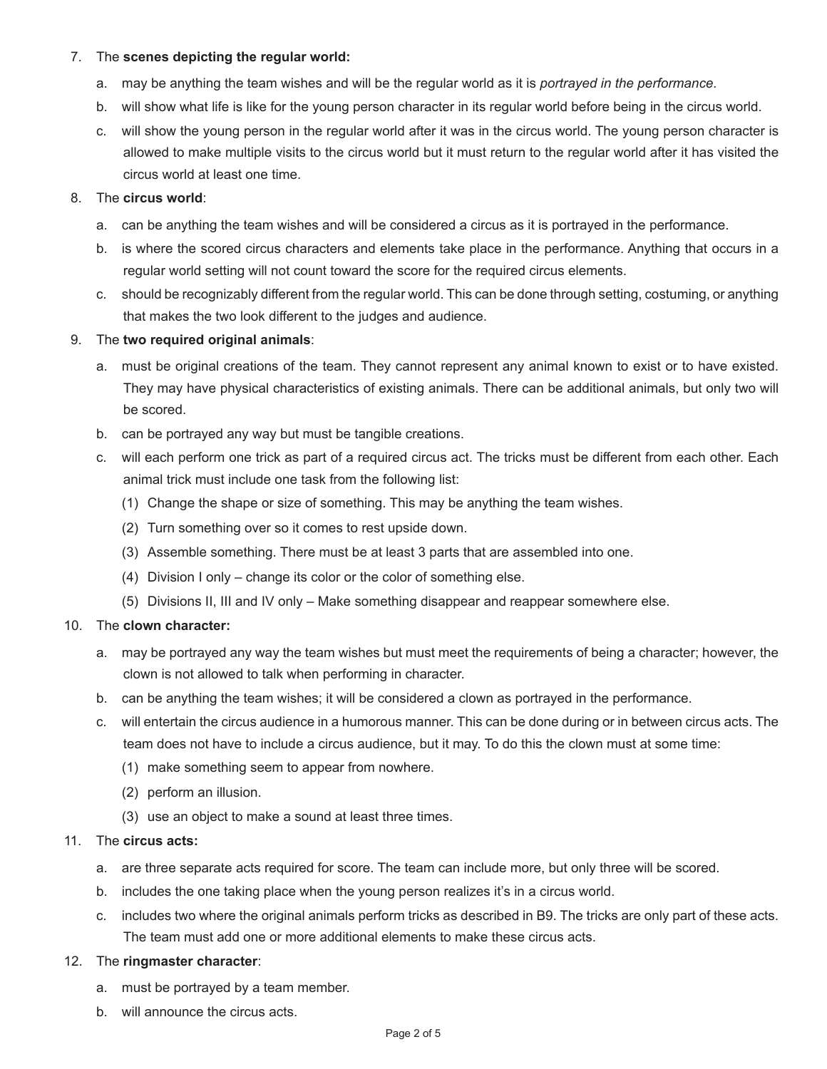7. The **scenes depicting the regular world:**
   a. may be anything the team wishes and will be the regular world as it is *portrayed in the performance*.
   b. will show what life is like for the young person character in its regular world before being in the circus world.
   c. will show the young person in the regular world after it was in the circus world. The young person character is allowed to make multiple visits to the circus world but it must return to the regular world after it has visited the circus world at least one time.

8. The **circus world**:
   a. can be anything the team wishes and will be considered a circus as it is portrayed in the performance.
   b. is where the scored circus characters and elements take place in the performance. Anything that occurs in a regular world setting will not count toward the score for the required circus elements.
   c. should be recognizably different from the regular world. This can be done through setting, costuming, or anything that makes the two look different to the judges and audience.

9. The **two required original animals**:
   a. must be original creations of the team. They cannot represent any animal known to exist or to have existed. They may have physical characteristics of existing animals. There can be additional animals, but only two will be scored.
   b. can be portrayed any way but must be tangible creations.
   c. will each perform one trick as part of a required circus act. The tricks must be different from each other. Each animal trick must include one task from the following list:
      (1) Change the shape or size of something. This may be anything the team wishes.
      (2) Turn something over so it comes to rest upside down.
      (3) Assemble something. There must be at least 3 parts that are assembled into one.
      (4) Division I only – change its color or the color of something else.
      (5) Divisions II, III and IV only – Make something disappear and reappear somewhere else.

10. The **clown character:**
    a. may be portrayed any way the team wishes but must meet the requirements of being a character; however, the clown is not allowed to talk when performing in character.
    b. can be anything the team wishes; it will be considered a clown as portrayed in the performance.
    c. will entertain the circus audience in a humorous manner. This can be done during or in between circus acts. The team does not have to include a circus audience, but it may. To do this the clown must at some time:
       (1) make something seem to appear from nowhere.
       (2) perform an illusion.
       (3) use an object to make a sound at least three times.

11. The **circus acts:**
    a. are three separate acts required for score. The team can include more, but only three will be scored.
    b. includes the one taking place when the young person realizes it's in a circus world.
    c. includes two where the original animals perform tricks as described in B9. The tricks are only part of these acts. The team must add one or more additional elements to make these circus acts.

12. The **ringmaster character**:
    a. must be portrayed by a team member.
    b. will announce the circus acts.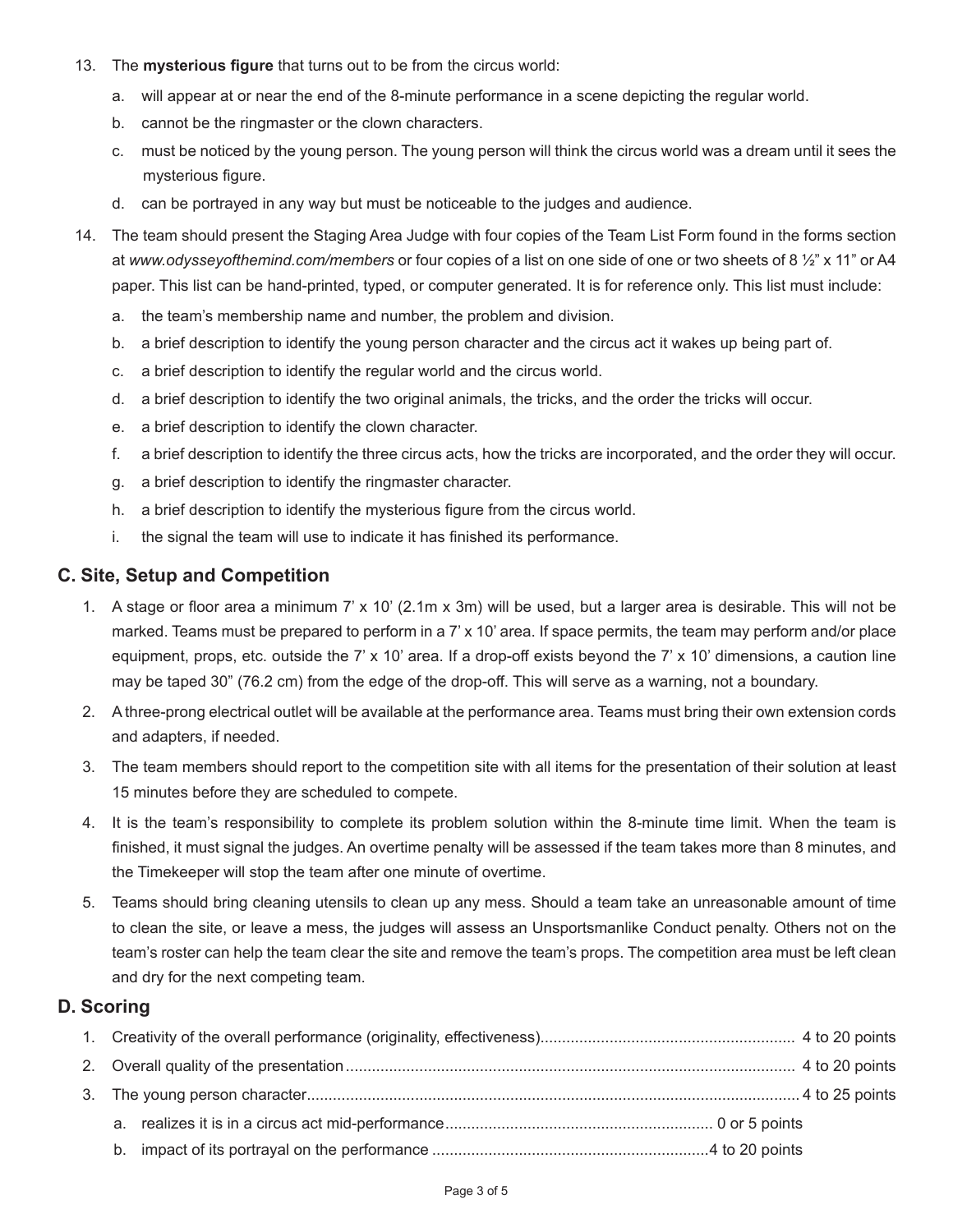13. The **mysterious figure** that turns out to be from the circus world:

    a. will appear at or near the end of the 8-minute performance in a scene depicting the regular world.

    b. cannot be the ringmaster or the clown characters.

    c. must be noticed by the young person. The young person will think the circus world was a dream until it sees the mysterious figure.

    d. can be portrayed in any way but must be noticeable to the judges and audience.

14. The team should present the Staging Area Judge with four copies of the Team List Form found in the forms section at *www.odysseyofthemind.com/members* or four copies of a list on one side of one or two sheets of 8 ½" x 11" or A4 paper. This list can be hand-printed, typed, or computer generated. It is for reference only. This list must include:

    a. the team's membership name and number, the problem and division.

    b. a brief description to identify the young person character and the circus act it wakes up being part of.

    c. a brief description to identify the regular world and the circus world.

    d. a brief description to identify the two original animals, the tricks, and the order the tricks will occur.

    e. a brief description to identify the clown character.

    f. a brief description to identify the three circus acts, how the tricks are incorporated, and the order they will occur.

    g. a brief description to identify the ringmaster character.

    h. a brief description to identify the mysterious figure from the circus world.

    i. the signal the team will use to indicate it has finished its performance.

## C. Site, Setup and Competition

1. A stage or floor area a minimum 7' x 10' (2.1m x 3m) will be used, but a larger area is desirable. This will not be marked. Teams must be prepared to perform in a 7' x 10' area. If space permits, the team may perform and/or place equipment, props, etc. outside the 7' x 10' area. If a drop-off exists beyond the 7' x 10' dimensions, a caution line may be taped 30" (76.2 cm) from the edge of the drop-off. This will serve as a warning, not a boundary.

2. A three-prong electrical outlet will be available at the performance area. Teams must bring their own extension cords and adapters, if needed.

3. The team members should report to the competition site with all items for the presentation of their solution at least 15 minutes before they are scheduled to compete.

4. It is the team's responsibility to complete its problem solution within the 8-minute time limit. When the team is finished, it must signal the judges. An overtime penalty will be assessed if the team takes more than 8 minutes, and the Timekeeper will stop the team after one minute of overtime.

5. Teams should bring cleaning utensils to clean up any mess. Should a team take an unreasonable amount of time to clean the site, or leave a mess, the judges will assess an Unsportsmanlike Conduct penalty. Others not on the team's roster can help the team clear the site and remove the team's props. The competition area must be left clean and dry for the next competing team.

## D. Scoring

1. Creativity of the overall performance (originality, effectiveness).......... 4 to 20 points

2. Overall quality of the presentation.......... 4 to 20 points

3. The young person character.......... 4 to 25 points

    a. realizes it is in a circus act mid-performance.......... 0 or 5 points

    b. impact of its portrayal on the performance.......... 4 to 20 points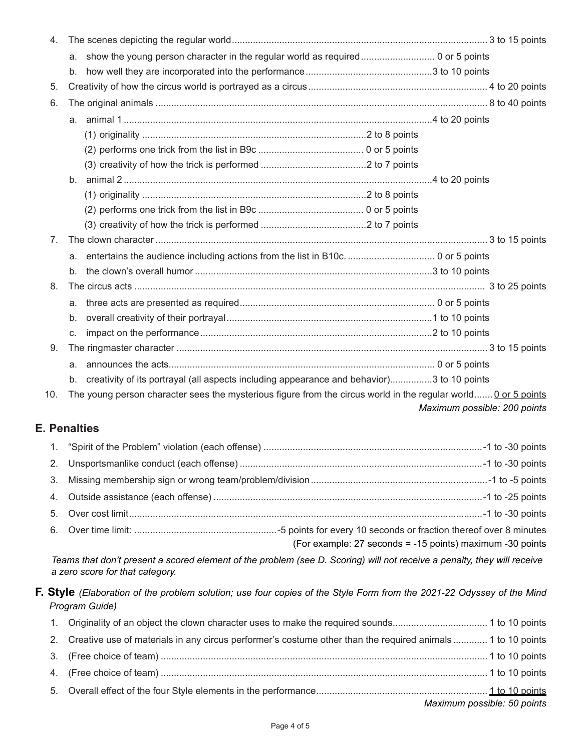4. The scenes depicting the regular world ................................................................................................ 3 to 15 points
   a. show the young person character in the regular world as required ............................ 0 or 5 points
   b. how well they are incorporated into the performance ................................................ 3 to 10 points
5. Creativity of how the circus world is portrayed as a circus ................................................................... 4 to 20 points
6. The original animals ............................................................................................................................. 8 to 40 points
   a. animal 1 .................................................................................................................... 4 to 20 points
      (1) originality .................................................................................... 2 to 8 points
      (2) performs one trick from the list in B9c ........................................ 0 or 5 points
      (3) creativity of how the trick is performed ........................................ 2 to 7 points
   b. animal 2 .................................................................................................................... 4 to 20 points
      (1) originality .................................................................................... 2 to 8 points
      (2) performs one trick from the list in B9c ........................................ 0 or 5 points
      (3) creativity of how the trick is performed ........................................ 2 to 7 points
7. The clown character ............................................................................................................................ 3 to 15 points
   a. entertains the audience including actions from the list in B10c. ................................. 0 or 5 points
   b. the clown's overall humor .......................................................................................... 3 to 10 points
8. The circus acts ..................................................................................................................................... 3 to 25 points
   a. three acts are presented as required .......................................................................... 0 or 5 points
   b. overall creativity of their portrayal .............................................................................. 1 to 10 points
   c. impact on the performance ........................................................................................ 2 to 10 points
9. The ringmaster character ..................................................................................................................... 3 to 15 points
   a. announces the acts ..................................................................................................... 0 or 5 points
   b. creativity of its portrayal (all aspects including appearance and behavior) ................ 3 to 10 points
10. The young person character sees the mysterious figure from the circus world in the regular world ....... 0 or 5 points

*Maximum possible: 200 points*

## E. Penalties

1. "Spirit of the Problem" violation (each offense) .................................................................................. -1 to -30 points
2. Unsportsmanlike conduct (each offense) ............................................................................................ -1 to -30 points
3. Missing membership sign or wrong team/problem/division ................................................................... -1 to -5 points
4. Outside assistance (each offense) ...................................................................................................... -1 to -25 points
5. Over cost limit ...................................................................................................................................... -1 to -30 points
6. Over time limit: ...................................................... -5 points for every 10 seconds or fraction thereof over 8 minutes
   (For example: 27 seconds = -15 points) maximum -30 points

*Teams that don't present a scored element of the problem (see D. Scoring) will not receive a penalty, they will receive a zero score for that category.*

## F. Style *(Elaboration of the problem solution; use four copies of the Style Form from the 2021-22 Odyssey of the Mind Program Guide)*

1. Originality of an object the clown character uses to make the required sounds .................................... 1 to 10 points
2. Creative use of materials in any circus performer's costume other than the required animals ............. 1 to 10 points
3. (Free choice of team) ........................................................................................................................... 1 to 10 points
4. (Free choice of team) ........................................................................................................................... 1 to 10 points
5. Overall effect of the four Style elements in the performance ................................................................. 1 to 10 points

*Maximum possible: 50 points*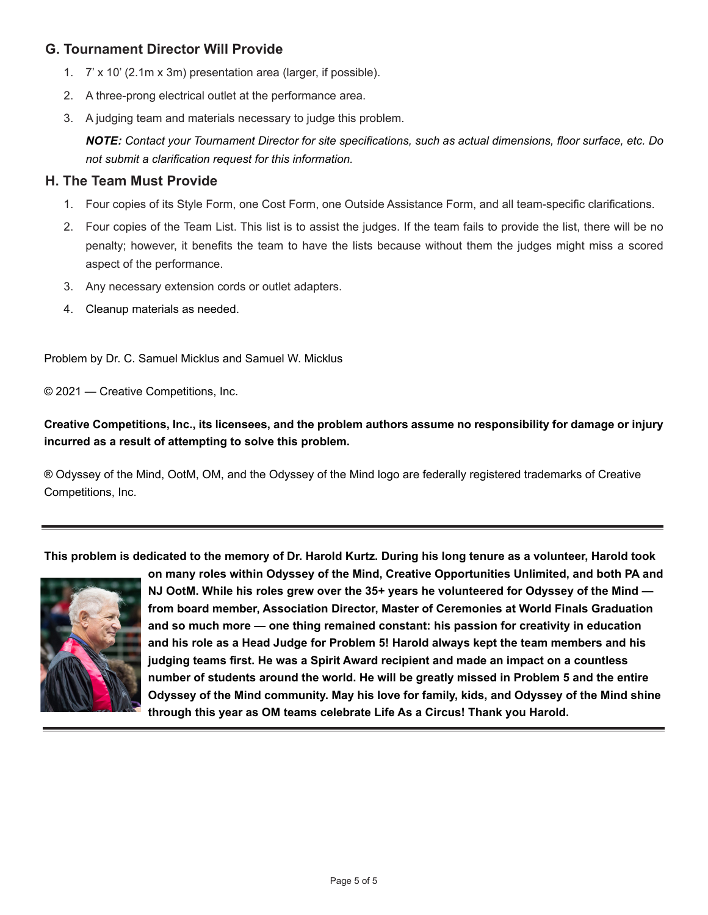## G. Tournament Director Will Provide

1. 7' x 10' (2.1m x 3m) presentation area (larger, if possible).
2. A three-prong electrical outlet at the performance area.
3. A judging team and materials necessary to judge this problem.

   ***NOTE:*** *Contact your Tournament Director for site specifications, such as actual dimensions, floor surface, etc. Do not submit a clarification request for this information.*

## H. The Team Must Provide

1. Four copies of its Style Form, one Cost Form, one Outside Assistance Form, and all team-specific clarifications.
2. Four copies of the Team List. This list is to assist the judges. If the team fails to provide the list, there will be no penalty; however, it benefits the team to have the lists because without them the judges might miss a scored aspect of the performance.
3. Any necessary extension cords or outlet adapters.
4. Cleanup materials as needed.

Problem by Dr. C. Samuel Micklus and Samuel W. Micklus

© 2021 — Creative Competitions, Inc.

**Creative Competitions, Inc., its licensees, and the problem authors assume no responsibility for damage or injury incurred as a result of attempting to solve this problem.**

® Odyssey of the Mind, OotM, OM, and the Odyssey of the Mind logo are federally registered trademarks of Creative Competitions, Inc.

---

**This problem is dedicated to the memory of Dr. Harold Kurtz. During his long tenure as a volunteer, Harold took on many roles within Odyssey of the Mind, Creative Opportunities Unlimited, and both PA and NJ OotM. While his roles grew over the 35+ years he volunteered for Odyssey of the Mind — from board member, Association Director, Master of Ceremonies at World Finals Graduation and so much more — one thing remained constant: his passion for creativity in education and his role as a Head Judge for Problem 5! Harold always kept the team members and his judging teams first. He was a Spirit Award recipient and made an impact on a countless number of students around the world. He will be greatly missed in Problem 5 and the entire Odyssey of the Mind community. May his love for family, kids, and Odyssey of the Mind shine through this year as OM teams celebrate Life As a Circus! Thank you Harold.**

---